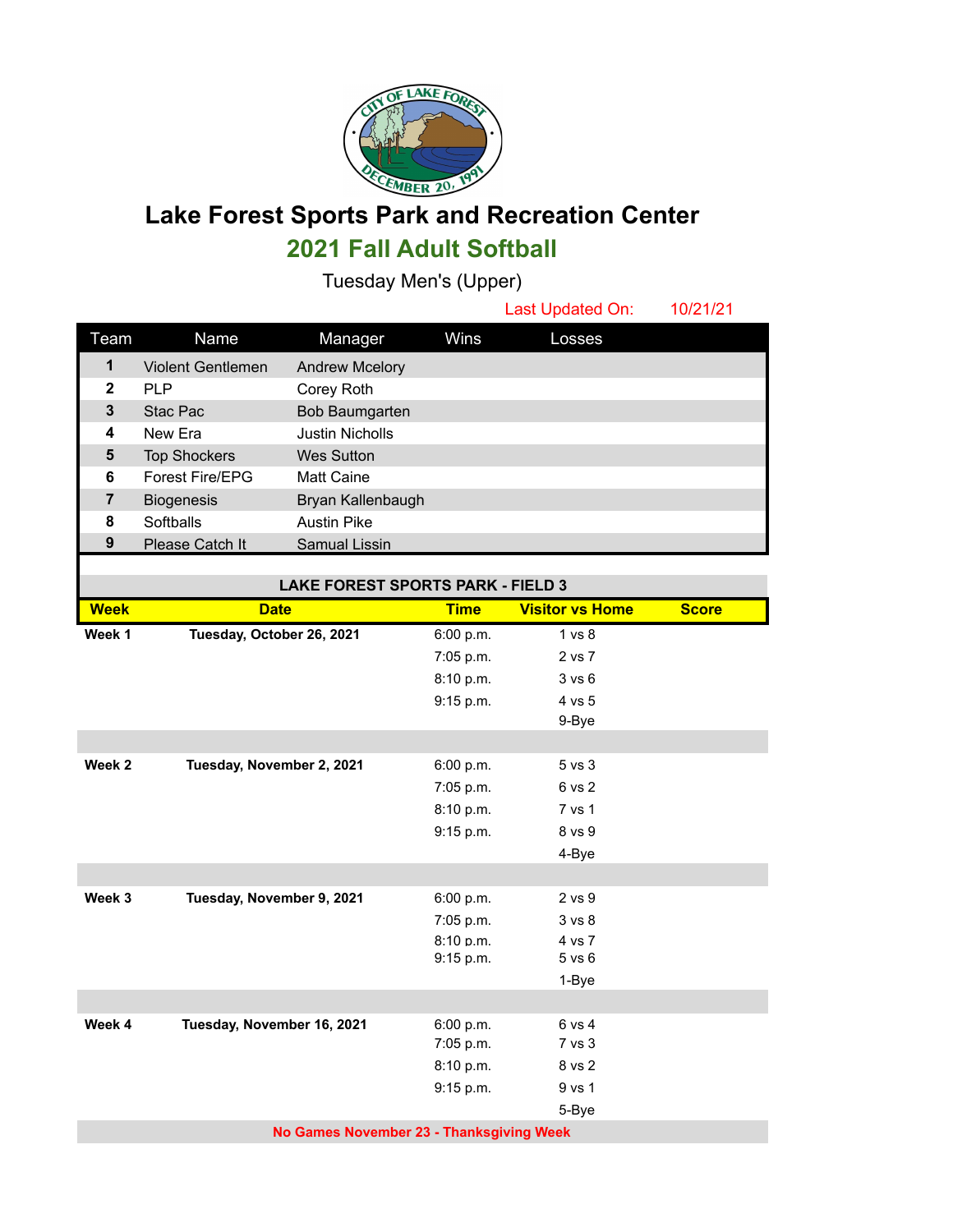# Lake Forest Sports Park and Recreation Center

## 2021 Fall Adult Softball

Tuesday Men's (Upper)

Last Updated On: 10/21/21

| Team | Name | Manager | Wins | Losses |
|---|---|---|---|---|
| 1 | Violent Gentlemen | Andrew Mcelory | | |
| 2 | PLP | Corey Roth | | |
| 3 | Stac Pac | Bob Baumgarten | | |
| 4 | New Era | Justin Nicholls | | |
| 5 | Top Shockers | Wes Sutton | | |
| 6 | Forest Fire/EPG | Matt Caine | | |
| 7 | Biogenesis | Bryan Kallenbaugh | | |
| 8 | Softballs | Austin Pike | | |
| 9 | Please Catch It | Samual Lissin | | |

**LAKE FOREST SPORTS PARK - FIELD 3**

| Week | Date | Time | Visitor vs Home | Score |
|---|---|---|---|---|
| **Week 1** | **Tuesday, October 26, 2021** | 6:00 p.m. | 1 vs 8 | |
| | | 7:05 p.m. | 2 vs 7 | |
| | | 8:10 p.m. | 3 vs 6 | |
| | | 9:15 p.m. | 4 vs 5 | |
| | | | 9-Bye | |
| **Week 2** | **Tuesday, November 2, 2021** | 6:00 p.m. | 5 vs 3 | |
| | | 7:05 p.m. | 6 vs 2 | |
| | | 8:10 p.m. | 7 vs 1 | |
| | | 9:15 p.m. | 8 vs 9 | |
| | | | 4-Bye | |
| **Week 3** | **Tuesday, November 9, 2021** | 6:00 p.m. | 2 vs 9 | |
| | | 7:05 p.m. | 3 vs 8 | |
| | | 8:10 p.m. | 4 vs 7 | |
| | | 9:15 p.m. | 5 vs 6 | |
| | | | 1-Bye | |
| **Week 4** | **Tuesday, November 16, 2021** | 6:00 p.m. | 6 vs 4 | |
| | | 7:05 p.m. | 7 vs 3 | |
| | | 8:10 p.m. | 8 vs 2 | |
| | | 9:15 p.m. | 9 vs 1 | |
| | | | 5-Bye | |

**No Games November 23 - Thanksgiving Week**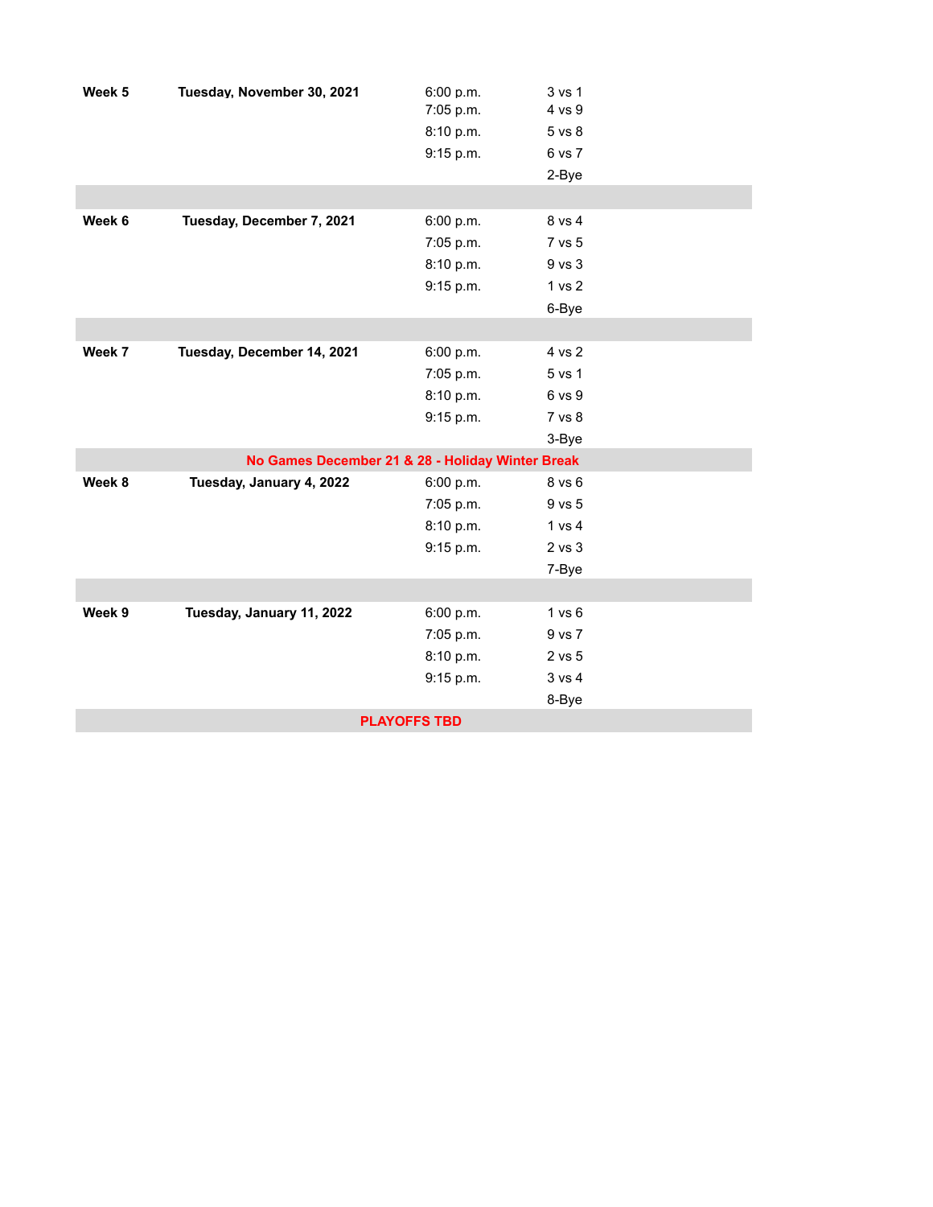| | | | |
|---|---|---|---|
| **Week 5** | **Tuesday, November 30, 2021** | 6:00 p.m. | 3 vs 1 |
| | | 7:05 p.m. | 4 vs 9 |
| | | 8:10 p.m. | 5 vs 8 |
| | | 9:15 p.m. | 6 vs 7 |
| | | | 2-Bye |
| | | | |
| **Week 6** | **Tuesday, December 7, 2021** | 6:00 p.m. | 8 vs 4 |
| | | 7:05 p.m. | 7 vs 5 |
| | | 8:10 p.m. | 9 vs 3 |
| | | 9:15 p.m. | 1 vs 2 |
| | | | 6-Bye |
| | | | |
| **Week 7** | **Tuesday, December 14, 2021** | 6:00 p.m. | 4 vs 2 |
| | | 7:05 p.m. | 5 vs 1 |
| | | 8:10 p.m. | 6 vs 9 |
| | | 9:15 p.m. | 7 vs 8 |
| | | | 3-Bye |
| **No Games December 21 & 28 - Holiday Winter Break** | | | |
| **Week 8** | **Tuesday, January 4, 2022** | 6:00 p.m. | 8 vs 6 |
| | | 7:05 p.m. | 9 vs 5 |
| | | 8:10 p.m. | 1 vs 4 |
| | | 9:15 p.m. | 2 vs 3 |
| | | | 7-Bye |
| | | | |
| **Week 9** | **Tuesday, January 11, 2022** | 6:00 p.m. | 1 vs 6 |
| | | 7:05 p.m. | 9 vs 7 |
| | | 8:10 p.m. | 2 vs 5 |
| | | 9:15 p.m. | 3 vs 4 |
| | | | 8-Bye |
| **PLAYOFFS TBD** | | | |